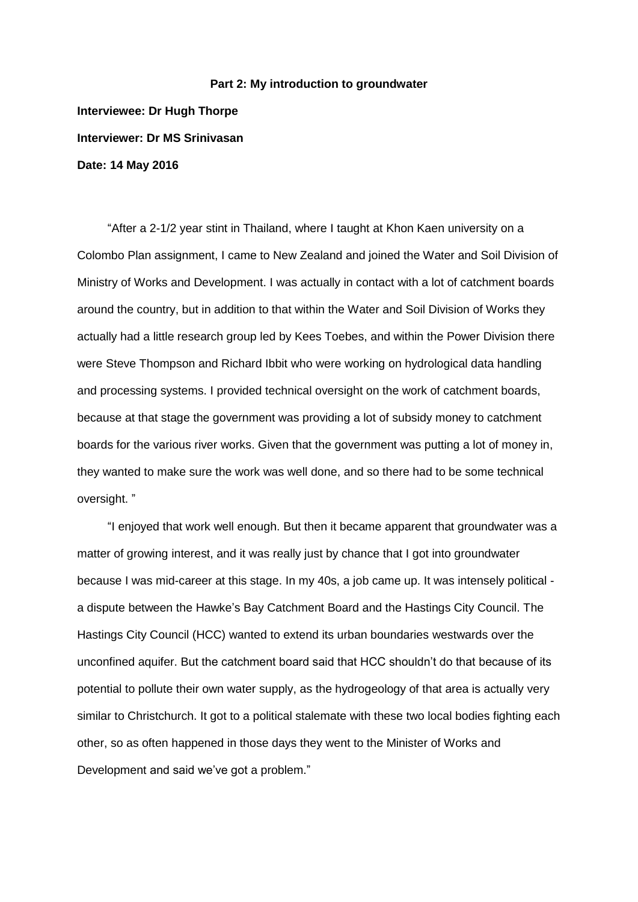**Part 2: My introduction to groundwater**

**Interviewee: Dr Hugh Thorpe**

**Interviewer: Dr MS Srinivasan**

**Date: 14 May 2016**

"After a 2-1/2 year stint in Thailand, where I taught at Khon Kaen university on a Colombo Plan assignment, I came to New Zealand and joined the Water and Soil Division of Ministry of Works and Development. I was actually in contact with a lot of catchment boards around the country, but in addition to that within the Water and Soil Division of Works they actually had a little research group led by Kees Toebes, and within the Power Division there were Steve Thompson and Richard Ibbit who were working on hydrological data handling and processing systems. I provided technical oversight on the work of catchment boards, because at that stage the government was providing a lot of subsidy money to catchment boards for the various river works. Given that the government was putting a lot of money in, they wanted to make sure the work was well done, and so there had to be some technical oversight. "

"I enjoyed that work well enough. But then it became apparent that groundwater was a matter of growing interest, and it was really just by chance that I got into groundwater because I was mid-career at this stage. In my 40s, a job came up. It was intensely political - a dispute between the Hawke's Bay Catchment Board and the Hastings City Council. The Hastings City Council (HCC) wanted to extend its urban boundaries westwards over the unconfined aquifer. But the catchment board said that HCC shouldn't do that because of its potential to pollute their own water supply, as the hydrogeology of that area is actually very similar to Christchurch. It got to a political stalemate with these two local bodies fighting each other, so as often happened in those days they went to the Minister of Works and Development and said we've got a problem."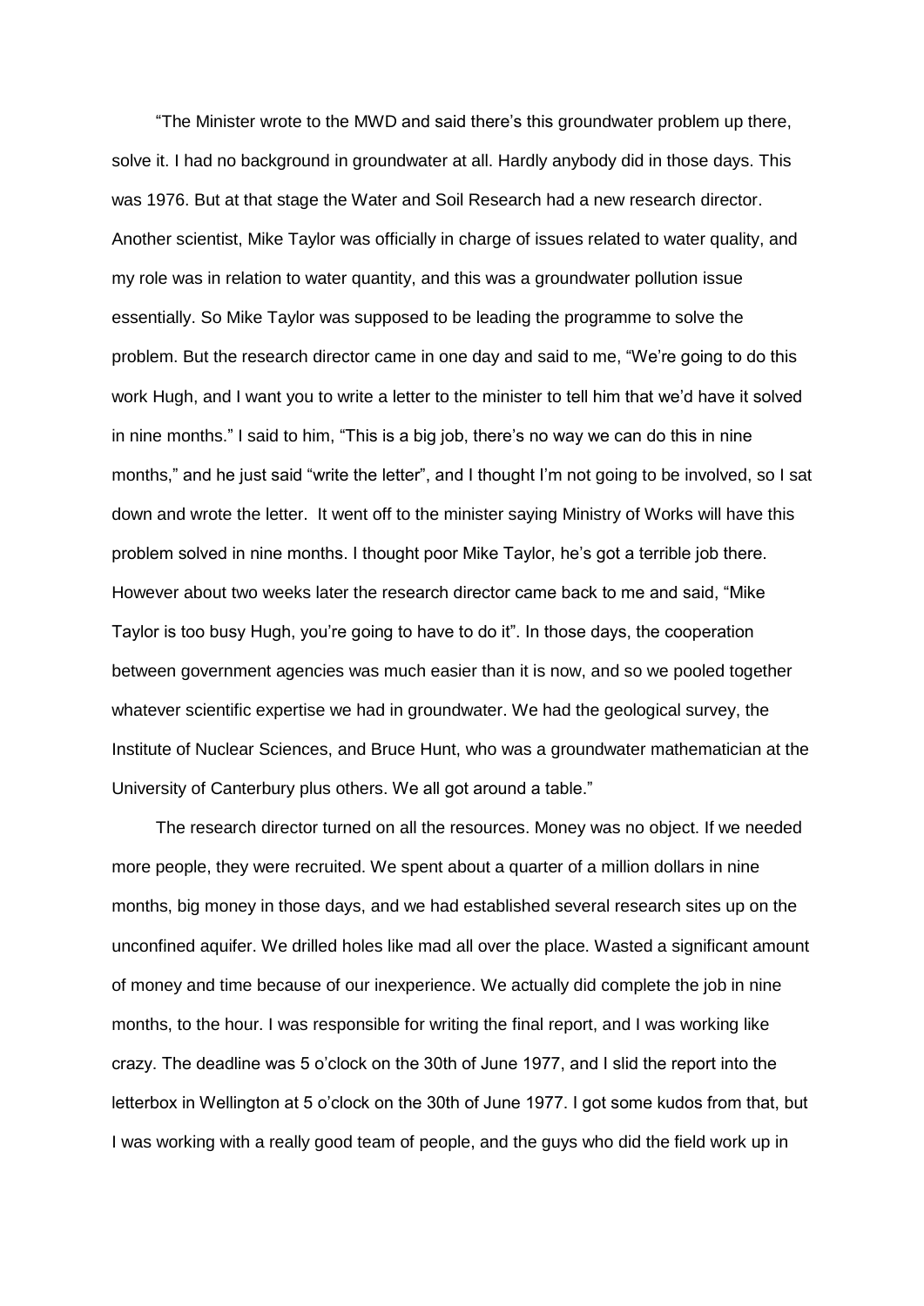"The Minister wrote to the MWD and said there's this groundwater problem up there, solve it. I had no background in groundwater at all. Hardly anybody did in those days. This was 1976. But at that stage the Water and Soil Research had a new research director. Another scientist, Mike Taylor was officially in charge of issues related to water quality, and my role was in relation to water quantity, and this was a groundwater pollution issue essentially. So Mike Taylor was supposed to be leading the programme to solve the problem. But the research director came in one day and said to me, "We're going to do this work Hugh, and I want you to write a letter to the minister to tell him that we'd have it solved in nine months." I said to him, "This is a big job, there's no way we can do this in nine months," and he just said "write the letter", and I thought I'm not going to be involved, so I sat down and wrote the letter. It went off to the minister saying Ministry of Works will have this problem solved in nine months. I thought poor Mike Taylor, he's got a terrible job there. However about two weeks later the research director came back to me and said, "Mike Taylor is too busy Hugh, you're going to have to do it". In those days, the cooperation between government agencies was much easier than it is now, and so we pooled together whatever scientific expertise we had in groundwater. We had the geological survey, the Institute of Nuclear Sciences, and Bruce Hunt, who was a groundwater mathematician at the University of Canterbury plus others. We all got around a table."

The research director turned on all the resources. Money was no object. If we needed more people, they were recruited. We spent about a quarter of a million dollars in nine months, big money in those days, and we had established several research sites up on the unconfined aquifer. We drilled holes like mad all over the place. Wasted a significant amount of money and time because of our inexperience. We actually did complete the job in nine months, to the hour. I was responsible for writing the final report, and I was working like crazy. The deadline was 5 o'clock on the 30th of June 1977, and I slid the report into the letterbox in Wellington at 5 o'clock on the 30th of June 1977. I got some kudos from that, but I was working with a really good team of people, and the guys who did the field work up in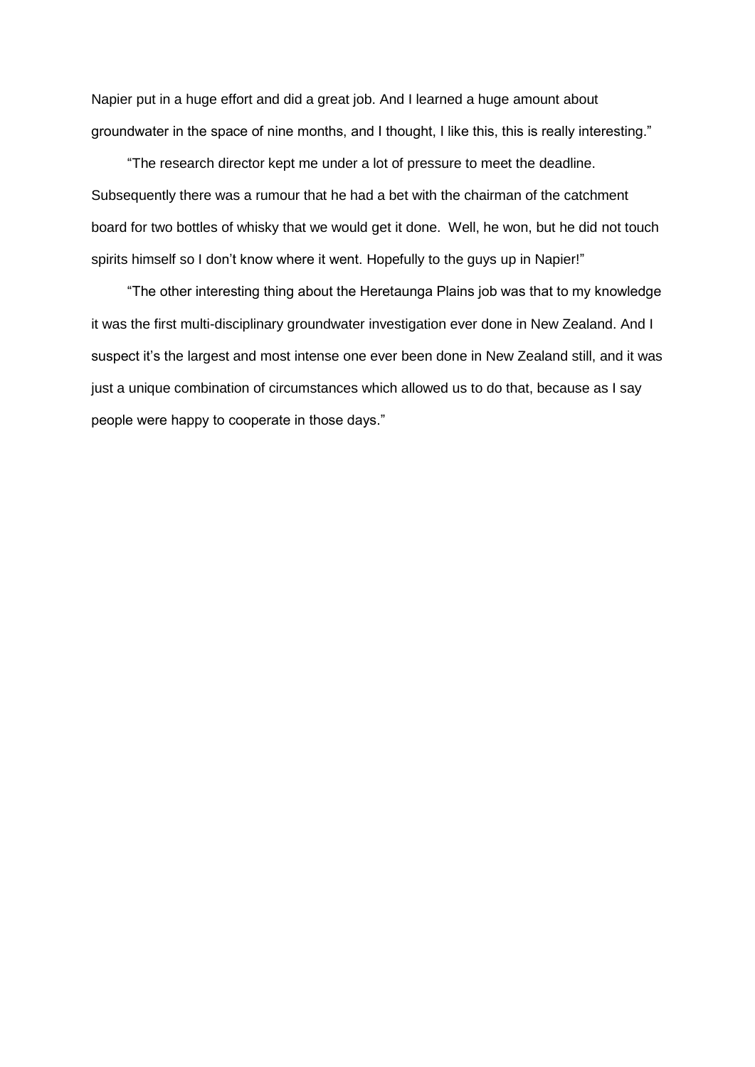Napier put in a huge effort and did a great job. And I learned a huge amount about groundwater in the space of nine months, and I thought, I like this, this is really interesting."

"The research director kept me under a lot of pressure to meet the deadline. Subsequently there was a rumour that he had a bet with the chairman of the catchment board for two bottles of whisky that we would get it done.  Well, he won, but he did not touch spirits himself so I don't know where it went. Hopefully to the guys up in Napier!"

"The other interesting thing about the Heretaunga Plains job was that to my knowledge it was the first multi-disciplinary groundwater investigation ever done in New Zealand. And I suspect it's the largest and most intense one ever been done in New Zealand still, and it was just a unique combination of circumstances which allowed us to do that, because as I say people were happy to cooperate in those days."